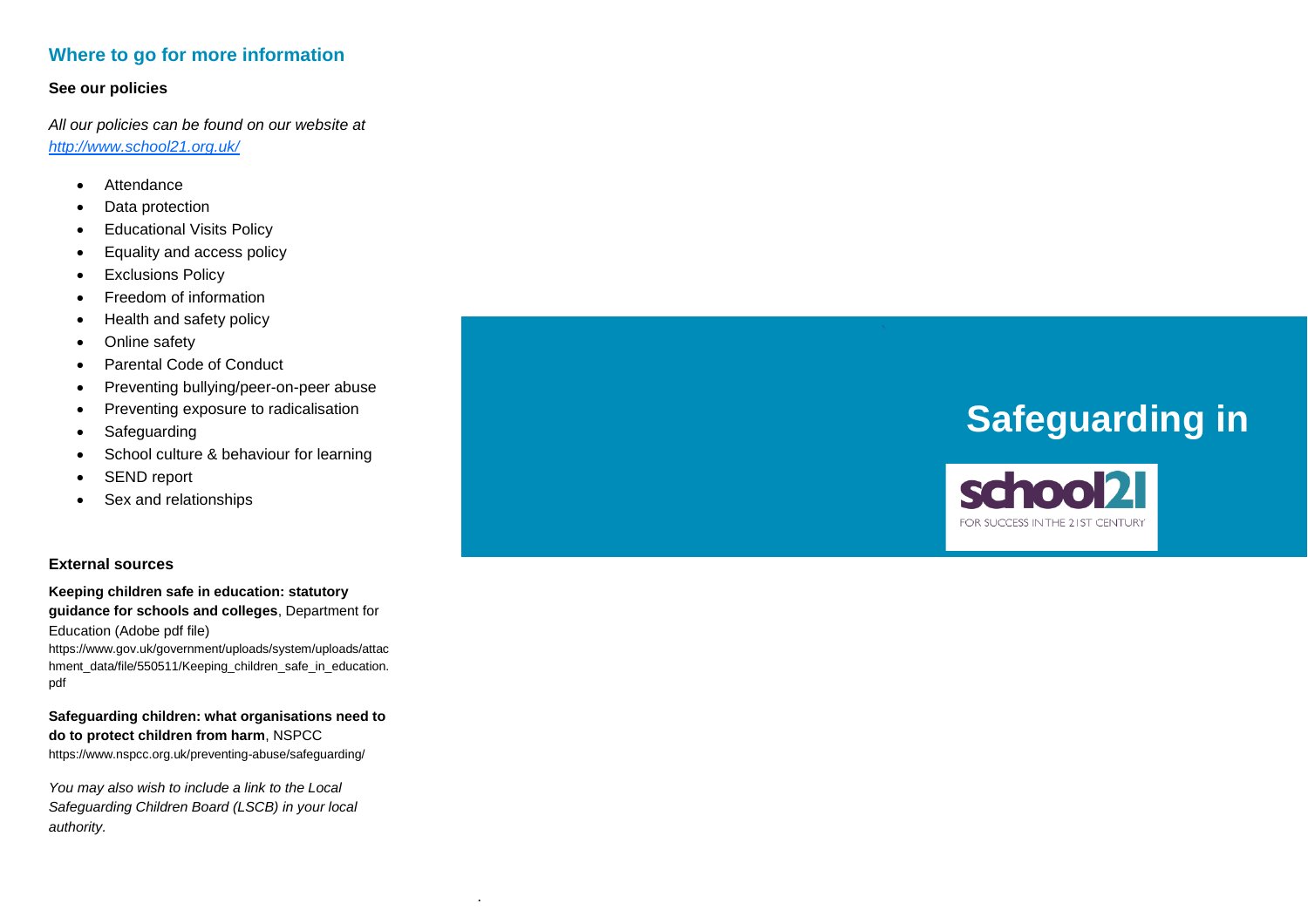## Where to go for more information

**See our policies**

*All our policies can be found on our website at [http://www.school21.org.uk/](http://www.school21.org.uk/)*

- Attendance
- Data protection
- Educational Visits Policy
- Equality and access policy
- Exclusions Policy
- Freedom of information
- Health and safety policy
- Online safety
- Parental Code of Conduct
- Preventing bullying/peer-on-peer abuse
- Preventing exposure to radicalisation
- Safeguarding
- School culture & behaviour for learning
- SEND report
- Sex and relationships

**External sources**

**Keeping children safe in education: statutory guidance for schools and colleges**, Department for Education (Adobe pdf file)
https://www.gov.uk/government/uploads/system/uploads/attachment_data/file/550511/Keeping_children_safe_in_education.pdf

**Safeguarding children: what organisations need to do to protect children from harm**, NSPCC
https://www.nspcc.org.uk/preventing-abuse/safeguarding/

*You may also wish to include a link to the Local Safeguarding Children Board (LSCB) in your local authority.*

# Safeguarding in

school21

FOR SUCCESS IN THE 21ST CENTURY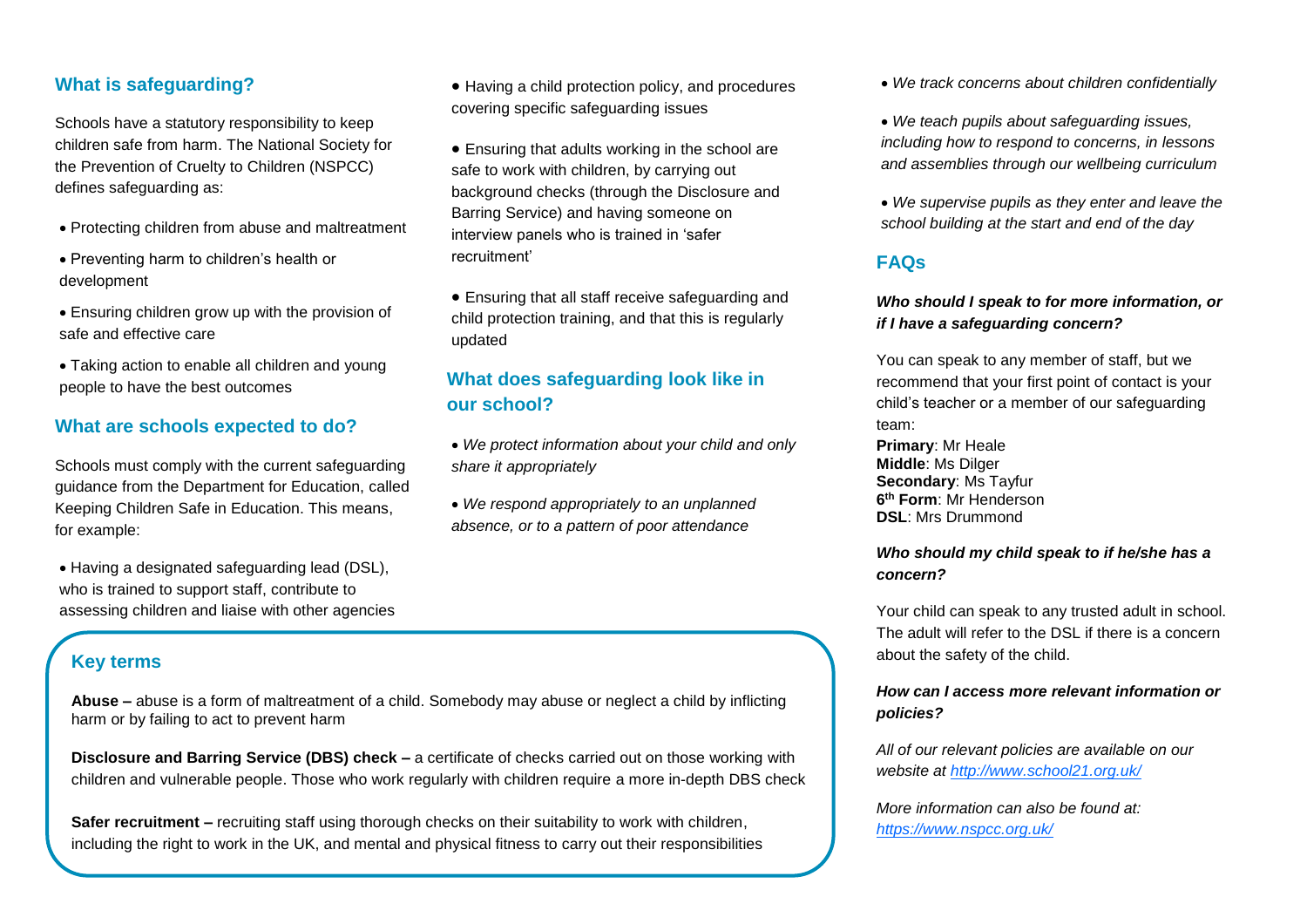## What is safeguarding?

Schools have a statutory responsibility to keep children safe from harm. The National Society for the Prevention of Cruelty to Children (NSPCC) defines safeguarding as:

- Protecting children from abuse and maltreatment
- Preventing harm to children's health or development
- Ensuring children grow up with the provision of safe and effective care
- Taking action to enable all children and young people to have the best outcomes

## What are schools expected to do?

Schools must comply with the current safeguarding guidance from the Department for Education, called Keeping Children Safe in Education. This means, for example:

- Having a designated safeguarding lead (DSL), who is trained to support staff, contribute to assessing children and liaise with other agencies
- Having a child protection policy, and procedures covering specific safeguarding issues
- Ensuring that adults working in the school are safe to work with children, by carrying out background checks (through the Disclosure and Barring Service) and having someone on interview panels who is trained in 'safer recruitment'
- Ensuring that all staff receive safeguarding and child protection training, and that this is regularly updated

## What does safeguarding look like in our school?

- *We protect information about your child and only share it appropriately*
- *We respond appropriately to an unplanned absence, or to a pattern of poor attendance*
- *We track concerns about children confidentially*
- *We teach pupils about safeguarding issues, including how to respond to concerns, in lessons and assemblies through our wellbeing curriculum*
- *We supervise pupils as they enter and leave the school building at the start and end of the day*

## Key terms

**Abuse –** abuse is a form of maltreatment of a child. Somebody may abuse or neglect a child by inflicting harm or by failing to act to prevent harm

**Disclosure and Barring Service (DBS) check –** a certificate of checks carried out on those working with children and vulnerable people. Those who work regularly with children require a more in-depth DBS check

**Safer recruitment –** recruiting staff using thorough checks on their suitability to work with children, including the right to work in the UK, and mental and physical fitness to carry out their responsibilities

## FAQs

***Who should I speak to for more information, or if I have a safeguarding concern?***

You can speak to any member of staff, but we recommend that your first point of contact is your child's teacher or a member of our safeguarding team:

**Primary**: Mr Heale
**Middle**: Ms Dilger
**Secondary**: Ms Tayfur
**6th Form**: Mr Henderson
**DSL**: Mrs Drummond

***Who should my child speak to if he/she has a concern?***

Your child can speak to any trusted adult in school. The adult will refer to the DSL if there is a concern about the safety of the child.

***How can I access more relevant information or policies?***

*All of our relevant policies are available on our website at [http://www.school21.org.uk/](http://www.school21.org.uk/)*

*More information can also be found at: [https://www.nspcc.org.uk/](https://www.nspcc.org.uk/)*